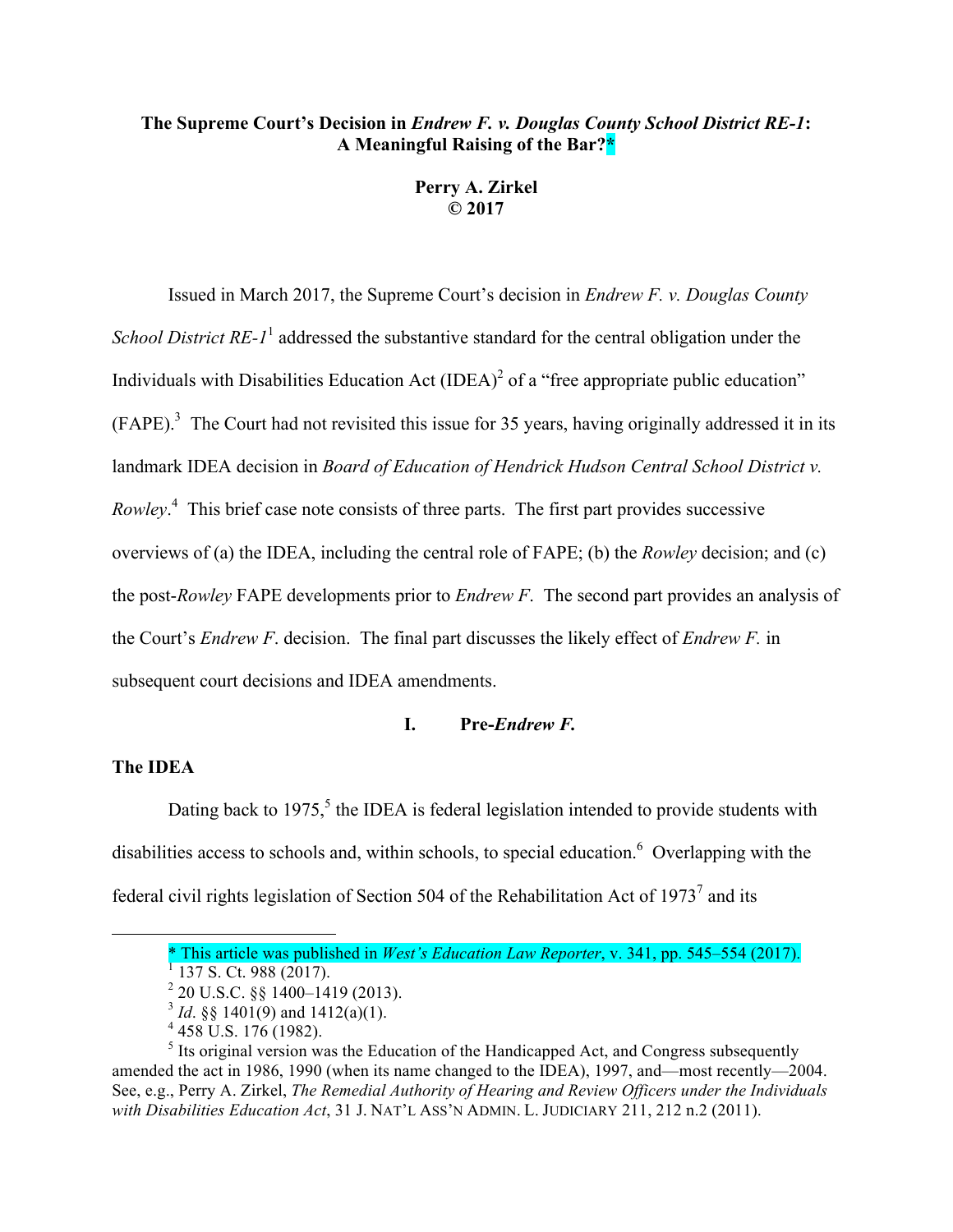# The Supreme Court's Decision in *Endrew F. v. Douglas County School District RE-1*: A Meaningful Raising of the Bar?*

**Perry A. Zirkel**
**© 2017**

Issued in March 2017, the Supreme Court's decision in *Endrew F. v. Douglas County School District RE-1*[1] addressed the substantive standard for the central obligation under the Individuals with Disabilities Education Act (IDEA)[2] of a "free appropriate public education" (FAPE).[3] The Court had not revisited this issue for 35 years, having originally addressed it in its landmark IDEA decision in *Board of Education of Hendrick Hudson Central School District v. Rowley*.[4] This brief case note consists of three parts. The first part provides successive overviews of (a) the IDEA, including the central role of FAPE; (b) the *Rowley* decision; and (c) the post-*Rowley* FAPE developments prior to *Endrew F.* The second part provides an analysis of the Court's *Endrew F.* decision. The final part discusses the likely effect of *Endrew F.* in subsequent court decisions and IDEA amendments.

## I. Pre-*Endrew F.*

### The IDEA

Dating back to 1975,[5] the IDEA is federal legislation intended to provide students with disabilities access to schools and, within schools, to special education.[6] Overlapping with the federal civil rights legislation of Section 504 of the Rehabilitation Act of 1973[7] and its

---

\* This article was published in *West's Education Law Reporter*, v. 341, pp. 545–554 (2017).

[1] 137 S. Ct. 988 (2017).

[2] 20 U.S.C. §§ 1400–1419 (2013).

[3] *Id*. §§ 1401(9) and 1412(a)(1).

[4] 458 U.S. 176 (1982).

[5] Its original version was the Education of the Handicapped Act, and Congress subsequently amended the act in 1986, 1990 (when its name changed to the IDEA), 1997, and—most recently—2004. See, e.g., Perry A. Zirkel, *The Remedial Authority of Hearing and Review Officers under the Individuals with Disabilities Education Act*, 31 J. NAT'L ASS'N ADMIN. L. JUDICIARY 211, 212 n.2 (2011).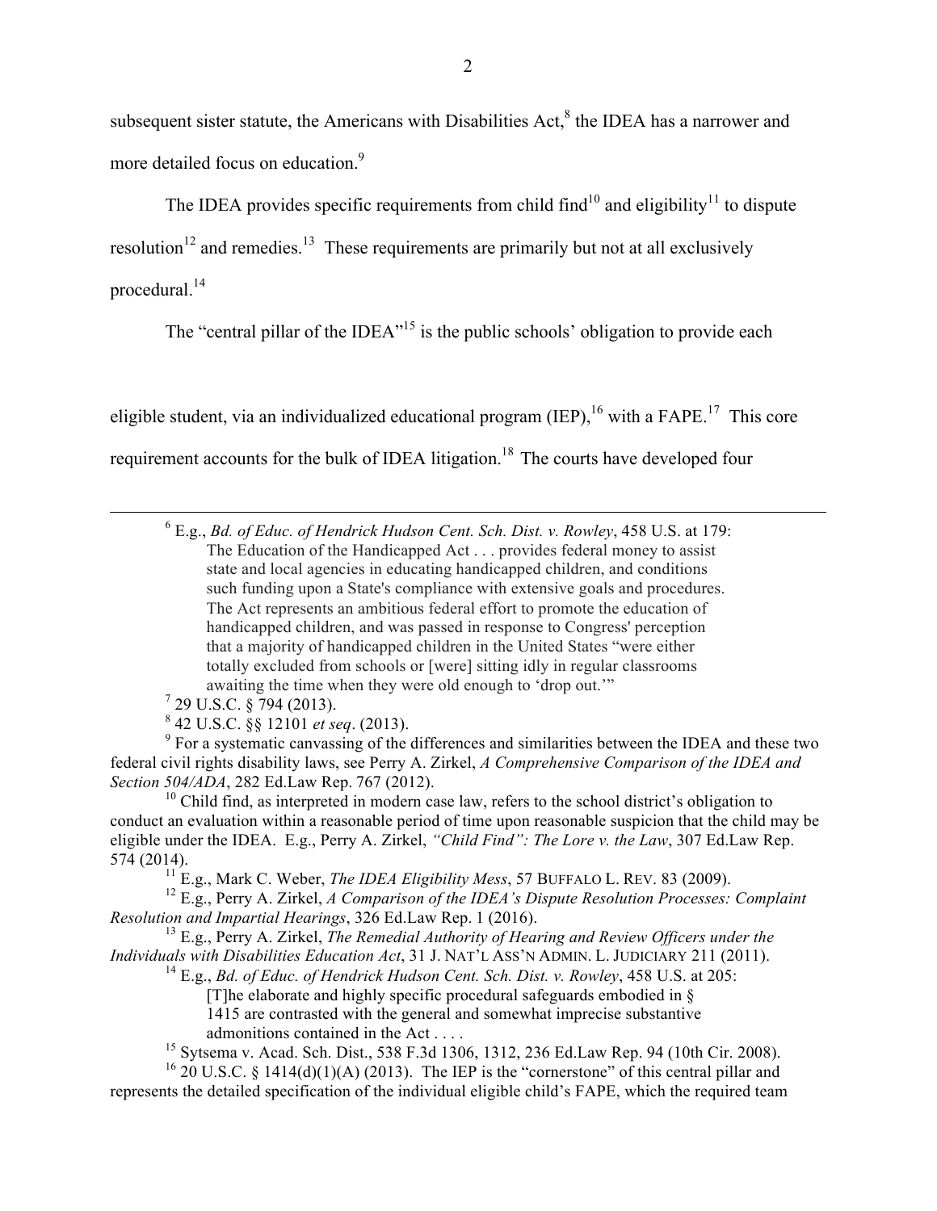subsequent sister statute, the Americans with Disabilities Act,[8] the IDEA has a narrower and more detailed focus on education.[9]

The IDEA provides specific requirements from child find[10] and eligibility[11] to dispute resolution[12] and remedies.[13] These requirements are primarily but not at all exclusively procedural.[14]

The "central pillar of the IDEA"[15] is the public schools' obligation to provide each

eligible student, via an individualized educational program (IEP),[16] with a FAPE.[17] This core requirement accounts for the bulk of IDEA litigation.[18] The courts have developed four

---

[6] E.g., *Bd. of Educ. of Hendrick Hudson Cent. Sch. Dist. v. Rowley*, 458 U.S. at 179:

> The Education of the Handicapped Act . . . provides federal money to assist state and local agencies in educating handicapped children, and conditions such funding upon a State's compliance with extensive goals and procedures. The Act represents an ambitious federal effort to promote the education of handicapped children, and was passed in response to Congress' perception that a majority of handicapped children in the United States "were either totally excluded from schools or [were] sitting idly in regular classrooms awaiting the time when they were old enough to 'drop out.'"

[7] 29 U.S.C. § 794 (2013).

[8] 42 U.S.C. §§ 12101 *et seq*. (2013).

[9] For a systematic canvassing of the differences and similarities between the IDEA and these two federal civil rights disability laws, see Perry A. Zirkel, *A Comprehensive Comparison of the IDEA and Section 504/ADA*, 282 Ed.Law Rep. 767 (2012).

[10] Child find, as interpreted in modern case law, refers to the school district's obligation to conduct an evaluation within a reasonable period of time upon reasonable suspicion that the child may be eligible under the IDEA. E.g., Perry A. Zirkel, *"Child Find": The Lore v. the Law*, 307 Ed.Law Rep. 574 (2014).

[11] E.g., Mark C. Weber, *The IDEA Eligibility Mess*, 57 BUFFALO L. REV. 83 (2009).

[12] E.g., Perry A. Zirkel, *A Comparison of the IDEA's Dispute Resolution Processes: Complaint Resolution and Impartial Hearings*, 326 Ed.Law Rep. 1 (2016).

[13] E.g., Perry A. Zirkel, *The Remedial Authority of Hearing and Review Officers under the Individuals with Disabilities Education Act*, 31 J. NAT'L ASS'N ADMIN. L. JUDICIARY 211 (2011).

[14] E.g., *Bd. of Educ. of Hendrick Hudson Cent. Sch. Dist. v. Rowley*, 458 U.S. at 205:

> [T]he elaborate and highly specific procedural safeguards embodied in § 1415 are contrasted with the general and somewhat imprecise substantive admonitions contained in the Act . . . .

[15] Sytsema v. Acad. Sch. Dist., 538 F.3d 1306, 1312, 236 Ed.Law Rep. 94 (10th Cir. 2008).

[16] 20 U.S.C. § 1414(d)(1)(A) (2013). The IEP is the "cornerstone" of this central pillar and represents the detailed specification of the individual eligible child's FAPE, which the required team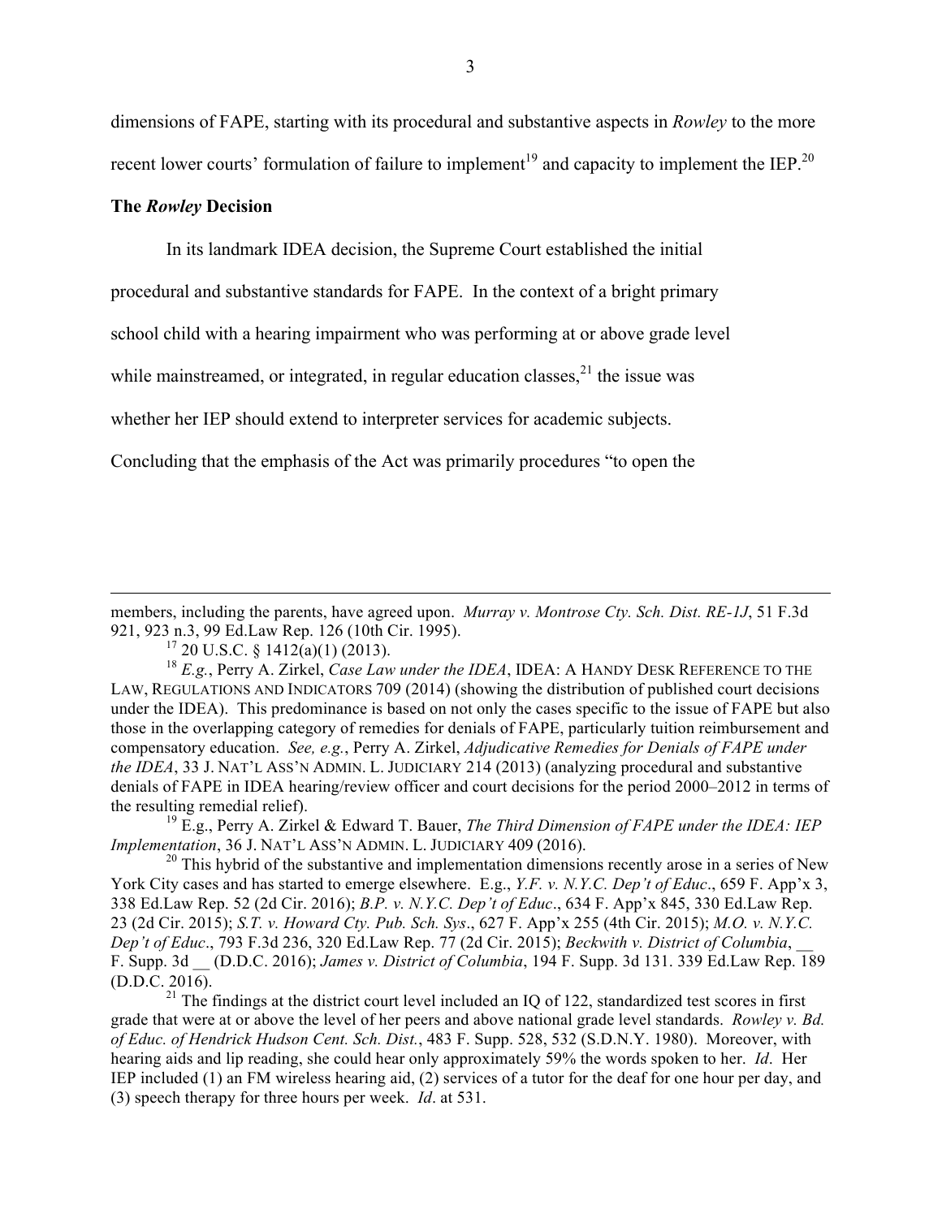dimensions of FAPE, starting with its procedural and substantive aspects in *Rowley* to the more recent lower courts' formulation of failure to implement[19] and capacity to implement the IEP.[20]

**The *Rowley* Decision**

In its landmark IDEA decision, the Supreme Court established the initial procedural and substantive standards for FAPE. In the context of a bright primary school child with a hearing impairment who was performing at or above grade level while mainstreamed, or integrated, in regular education classes,[21] the issue was whether her IEP should extend to interpreter services for academic subjects. Concluding that the emphasis of the Act was primarily procedures "to open the

---

members, including the parents, have agreed upon. *Murray v. Montrose Cty. Sch. Dist. RE-1J*, 51 F.3d 921, 923 n.3, 99 Ed.Law Rep. 126 (10th Cir. 1995).

[17] 20 U.S.C. § 1412(a)(1) (2013).

[18] *E.g.*, Perry A. Zirkel, *Case Law under the IDEA*, IDEA: A HANDY DESK REFERENCE TO THE LAW, REGULATIONS AND INDICATORS 709 (2014) (showing the distribution of published court decisions under the IDEA). This predominance is based on not only the cases specific to the issue of FAPE but also those in the overlapping category of remedies for denials of FAPE, particularly tuition reimbursement and compensatory education. *See, e.g.*, Perry A. Zirkel, *Adjudicative Remedies for Denials of FAPE under the IDEA*, 33 J. NAT'L ASS'N ADMIN. L. JUDICIARY 214 (2013) (analyzing procedural and substantive denials of FAPE in IDEA hearing/review officer and court decisions for the period 2000–2012 in terms of the resulting remedial relief).

[19] E.g., Perry A. Zirkel & Edward T. Bauer, *The Third Dimension of FAPE under the IDEA: IEP Implementation*, 36 J. NAT'L ASS'N ADMIN. L. JUDICIARY 409 (2016).

[20] This hybrid of the substantive and implementation dimensions recently arose in a series of New York City cases and has started to emerge elsewhere. E.g., *Y.F. v. N.Y.C. Dep't of Educ*., 659 F. App'x 3, 338 Ed.Law Rep. 52 (2d Cir. 2016); *B.P. v. N.Y.C. Dep't of Educ*., 634 F. App'x 845, 330 Ed.Law Rep. 23 (2d Cir. 2015); *S.T. v. Howard Cty. Pub. Sch. Sys*., 627 F. App'x 255 (4th Cir. 2015); *M.O. v. N.Y.C. Dep't of Educ*., 793 F.3d 236, 320 Ed.Law Rep. 77 (2d Cir. 2015); *Beckwith v. District of Columbia*, __ F. Supp. 3d __ (D.D.C. 2016); *James v. District of Columbia*, 194 F. Supp. 3d 131. 339 Ed.Law Rep. 189 (D.D.C. 2016).

[21] The findings at the district court level included an IQ of 122, standardized test scores in first grade that were at or above the level of her peers and above national grade level standards. *Rowley v. Bd. of Educ. of Hendrick Hudson Cent. Sch. Dist.*, 483 F. Supp. 528, 532 (S.D.N.Y. 1980). Moreover, with hearing aids and lip reading, she could hear only approximately 59% the words spoken to her. *Id*. Her IEP included (1) an FM wireless hearing aid, (2) services of a tutor for the deaf for one hour per day, and (3) speech therapy for three hours per week. *Id*. at 531.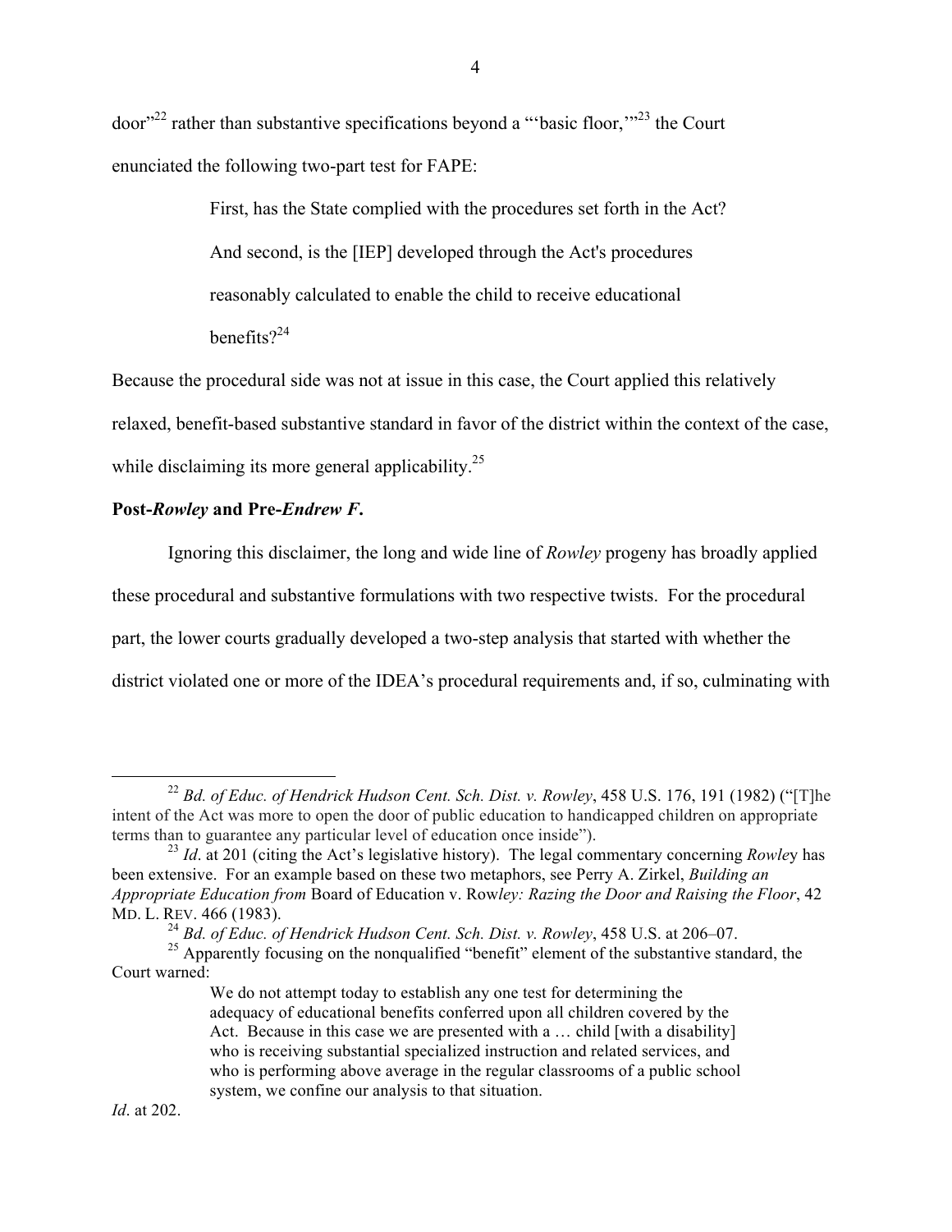door"[22] rather than substantive specifications beyond a "'basic floor,'"[23] the Court enunciated the following two-part test for FAPE:

> First, has the State complied with the procedures set forth in the Act? And second, is the [IEP] developed through the Act's procedures reasonably calculated to enable the child to receive educational benefits?[24]

Because the procedural side was not at issue in this case, the Court applied this relatively relaxed, benefit-based substantive standard in favor of the district within the context of the case, while disclaiming its more general applicability.[25]

**Post-*Rowley* and Pre-*Endrew F.***

Ignoring this disclaimer, the long and wide line of *Rowley* progeny has broadly applied these procedural and substantive formulations with two respective twists. For the procedural part, the lower courts gradually developed a two-step analysis that started with whether the district violated one or more of the IDEA's procedural requirements and, if so, culminating with

---

[22] *Bd. of Educ. of Hendrick Hudson Cent. Sch. Dist. v. Rowley*, 458 U.S. 176, 191 (1982) ("[T]he intent of the Act was more to open the door of public education to handicapped children on appropriate terms than to guarantee any particular level of education once inside").

[23] *Id*. at 201 (citing the Act's legislative history). The legal commentary concerning *Rowley* has been extensive. For an example based on these two metaphors, see Perry A. Zirkel, *Building an Appropriate Education from* Board of Education v. Row*ley: Razing the Door and Raising the Floor*, 42 MD. L. REV. 466 (1983).

[24] *Bd. of Educ. of Hendrick Hudson Cent. Sch. Dist. v. Rowley*, 458 U.S. at 206–07.

[25] Apparently focusing on the nonqualified "benefit" element of the substantive standard, the Court warned:

> We do not attempt today to establish any one test for determining the adequacy of educational benefits conferred upon all children covered by the Act. Because in this case we are presented with a … child [with a disability] who is receiving substantial specialized instruction and related services, and who is performing above average in the regular classrooms of a public school system, we confine our analysis to that situation.

*Id*. at 202.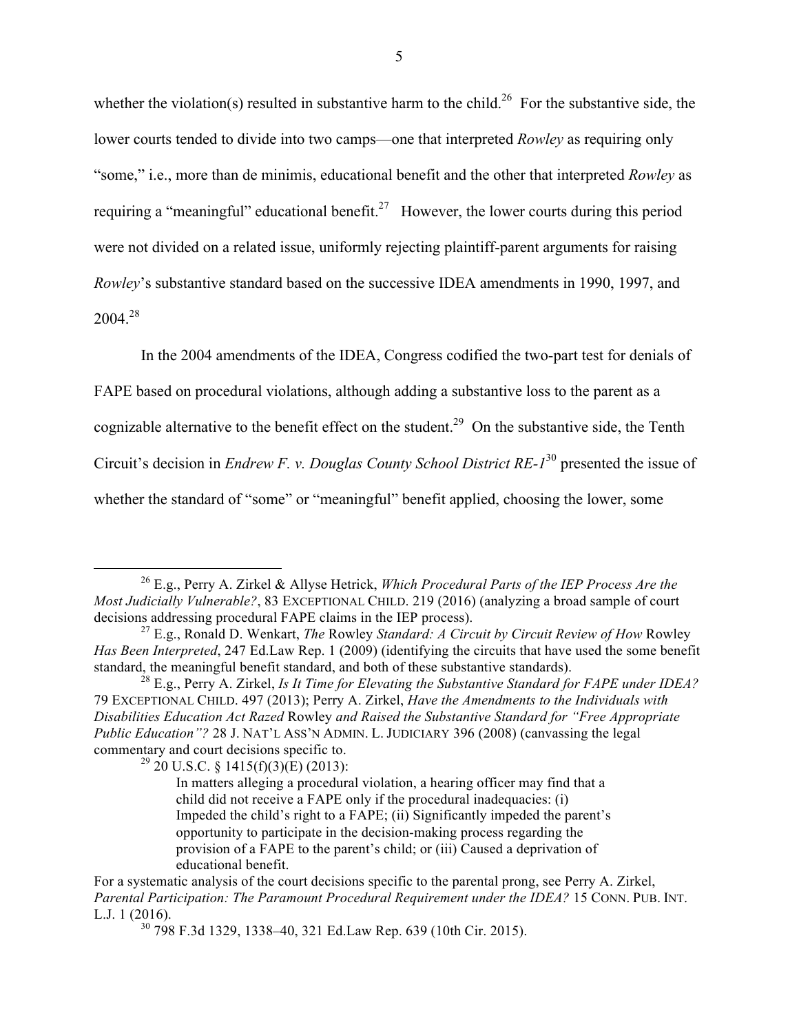whether the violation(s) resulted in substantive harm to the child.[26] For the substantive side, the lower courts tended to divide into two camps—one that interpreted *Rowley* as requiring only "some," i.e., more than de minimis, educational benefit and the other that interpreted *Rowley* as requiring a "meaningful" educational benefit.[27] However, the lower courts during this period were not divided on a related issue, uniformly rejecting plaintiff-parent arguments for raising *Rowley*'s substantive standard based on the successive IDEA amendments in 1990, 1997, and 2004.[28]

In the 2004 amendments of the IDEA, Congress codified the two-part test for denials of FAPE based on procedural violations, although adding a substantive loss to the parent as a cognizable alternative to the benefit effect on the student.[29] On the substantive side, the Tenth Circuit's decision in *Endrew F. v. Douglas County School District RE-1*[30] presented the issue of whether the standard of "some" or "meaningful" benefit applied, choosing the lower, some

---

[26] E.g., Perry A. Zirkel & Allyse Hetrick, *Which Procedural Parts of the IEP Process Are the Most Judicially Vulnerable?*, 83 EXCEPTIONAL CHILD. 219 (2016) (analyzing a broad sample of court decisions addressing procedural FAPE claims in the IEP process).

[27] E.g., Ronald D. Wenkart, *The* Rowley *Standard: A Circuit by Circuit Review of How* Rowley *Has Been Interpreted*, 247 Ed.Law Rep. 1 (2009) (identifying the circuits that have used the some benefit standard, the meaningful benefit standard, and both of these substantive standards).

[28] E.g., Perry A. Zirkel, *Is It Time for Elevating the Substantive Standard for FAPE under IDEA?* 79 EXCEPTIONAL CHILD. 497 (2013); Perry A. Zirkel, *Have the Amendments to the Individuals with Disabilities Education Act Razed* Rowley *and Raised the Substantive Standard for "Free Appropriate Public Education"?* 28 J. NAT'L ASS'N ADMIN. L. JUDICIARY 396 (2008) (canvassing the legal commentary and court decisions specific to.

[29] 20 U.S.C. § 1415(f)(3)(E) (2013):

> In matters alleging a procedural violation, a hearing officer may find that a child did not receive a FAPE only if the procedural inadequacies: (i) Impeded the child's right to a FAPE; (ii) Significantly impeded the parent's opportunity to participate in the decision-making process regarding the provision of a FAPE to the parent's child; or (iii) Caused a deprivation of educational benefit.

For a systematic analysis of the court decisions specific to the parental prong, see Perry A. Zirkel, *Parental Participation: The Paramount Procedural Requirement under the IDEA?* 15 CONN. PUB. INT. L.J. 1 (2016).

[30] 798 F.3d 1329, 1338–40, 321 Ed.Law Rep. 639 (10th Cir. 2015).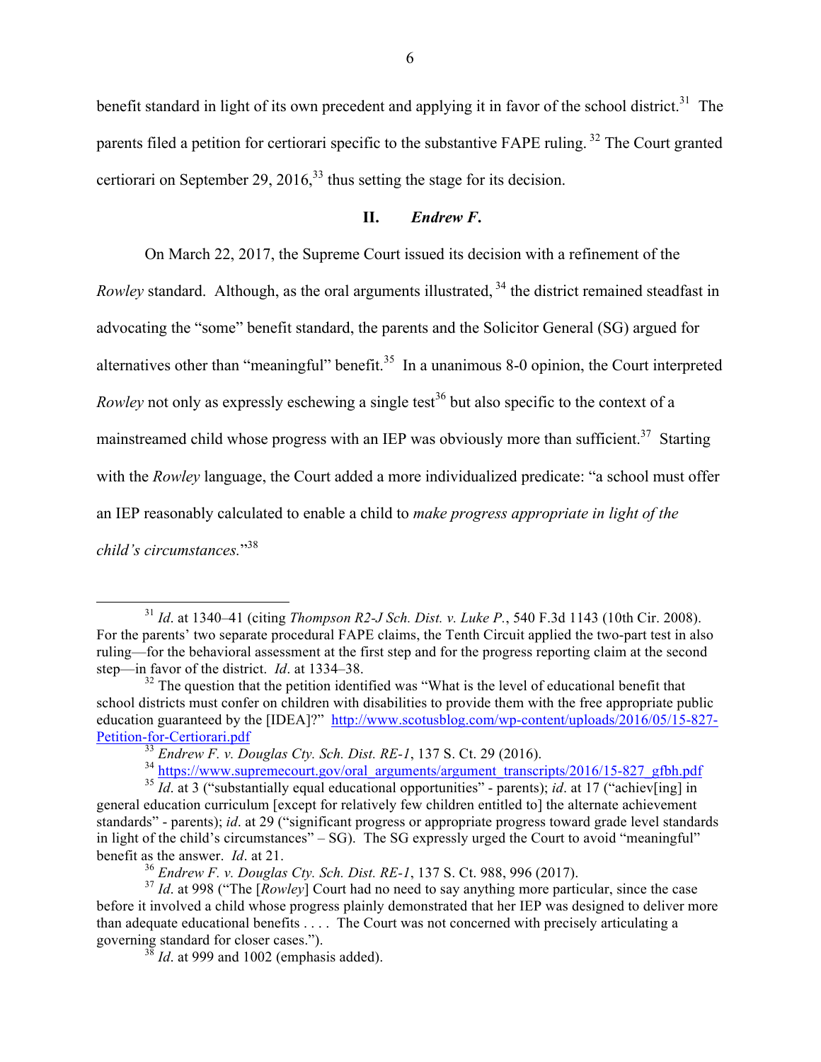benefit standard in light of its own precedent and applying it in favor of the school district.[31] The parents filed a petition for certiorari specific to the substantive FAPE ruling.[32] The Court granted certiorari on September 29, 2016,[33] thus setting the stage for its decision.

## II. *Endrew F.*

On March 22, 2017, the Supreme Court issued its decision with a refinement of the *Rowley* standard. Although, as the oral arguments illustrated,[34] the district remained steadfast in advocating the "some" benefit standard, the parents and the Solicitor General (SG) argued for alternatives other than "meaningful" benefit.[35] In a unanimous 8-0 opinion, the Court interpreted *Rowley* not only as expressly eschewing a single test[36] but also specific to the context of a mainstreamed child whose progress with an IEP was obviously more than sufficient.[37] Starting with the *Rowley* language, the Court added a more individualized predicate: "a school must offer an IEP reasonably calculated to enable a child to *make progress appropriate in light of the child's circumstances.*"[38]

---

[31] *Id*. at 1340–41 (citing *Thompson R2-J Sch. Dist. v. Luke P.*, 540 F.3d 1143 (10th Cir. 2008). For the parents' two separate procedural FAPE claims, the Tenth Circuit applied the two-part test in also ruling—for the behavioral assessment at the first step and for the progress reporting claim at the second step—in favor of the district. *Id*. at 1334–38.

[32] The question that the petition identified was "What is the level of educational benefit that school districts must confer on children with disabilities to provide them with the free appropriate public education guaranteed by the [IDEA]?" http://www.scotusblog.com/wp-content/uploads/2016/05/15-827-Petition-for-Certiorari.pdf

[33] *Endrew F. v. Douglas Cty. Sch. Dist. RE-1*, 137 S. Ct. 29 (2016).

[34] https://www.supremecourt.gov/oral_arguments/argument_transcripts/2016/15-827_gfbh.pdf

[35] *Id*. at 3 ("substantially equal educational opportunities" - parents); *id*. at 17 ("achiev[ing] in general education curriculum [except for relatively few children entitled to] the alternate achievement standards" - parents); *id*. at 29 ("significant progress or appropriate progress toward grade level standards in light of the child's circumstances" – SG). The SG expressly urged the Court to avoid "meaningful" benefit as the answer. *Id*. at 21.

[36] *Endrew F. v. Douglas Cty. Sch. Dist. RE-1*, 137 S. Ct. 988, 996 (2017).

[37] *Id*. at 998 ("The [*Rowley*] Court had no need to say anything more particular, since the case before it involved a child whose progress plainly demonstrated that her IEP was designed to deliver more than adequate educational benefits . . . . The Court was not concerned with precisely articulating a governing standard for closer cases.").

[38] *Id*. at 999 and 1002 (emphasis added).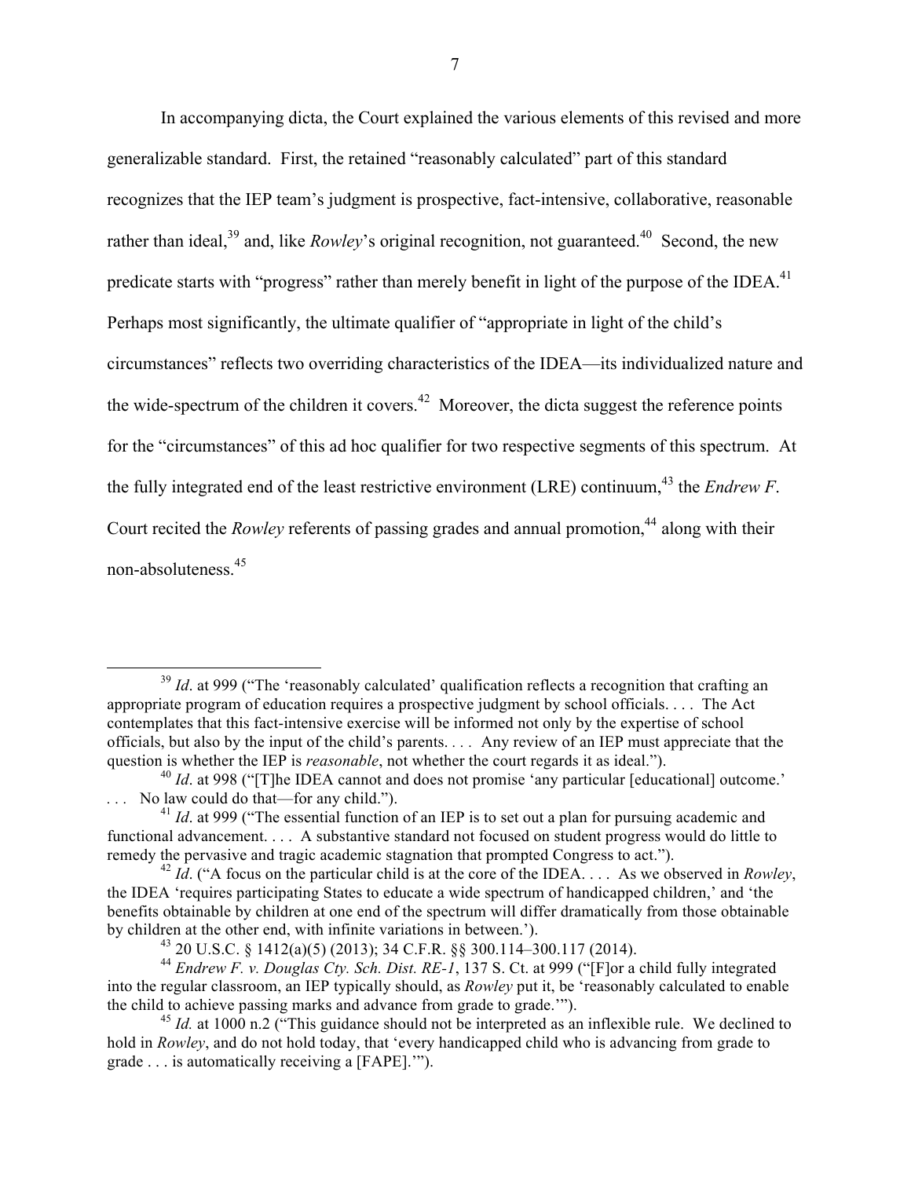In accompanying dicta, the Court explained the various elements of this revised and more generalizable standard. First, the retained "reasonably calculated" part of this standard recognizes that the IEP team's judgment is prospective, fact-intensive, collaborative, reasonable rather than ideal,[39] and, like *Rowley*'s original recognition, not guaranteed.[40] Second, the new predicate starts with "progress" rather than merely benefit in light of the purpose of the IDEA.[41] Perhaps most significantly, the ultimate qualifier of "appropriate in light of the child's circumstances" reflects two overriding characteristics of the IDEA—its individualized nature and the wide-spectrum of the children it covers.[42] Moreover, the dicta suggest the reference points for the "circumstances" of this ad hoc qualifier for two respective segments of this spectrum. At the fully integrated end of the least restrictive environment (LRE) continuum,[43] the *Endrew F*. Court recited the *Rowley* referents of passing grades and annual promotion,[44] along with their non-absoluteness.[45]

---

[39] *Id*. at 999 ("The 'reasonably calculated' qualification reflects a recognition that crafting an appropriate program of education requires a prospective judgment by school officials. . . . The Act contemplates that this fact-intensive exercise will be informed not only by the expertise of school officials, but also by the input of the child's parents. . . . Any review of an IEP must appreciate that the question is whether the IEP is *reasonable*, not whether the court regards it as ideal.").

[40] *Id*. at 998 ("[T]he IDEA cannot and does not promise 'any particular [educational] outcome.' . . . No law could do that—for any child.").

[41] *Id*. at 999 ("The essential function of an IEP is to set out a plan for pursuing academic and functional advancement. . . . A substantive standard not focused on student progress would do little to remedy the pervasive and tragic academic stagnation that prompted Congress to act.").

[42] *Id*. ("A focus on the particular child is at the core of the IDEA. . . . As we observed in *Rowley*, the IDEA 'requires participating States to educate a wide spectrum of handicapped children,' and 'the benefits obtainable by children at one end of the spectrum will differ dramatically from those obtainable by children at the other end, with infinite variations in between.').

[43] 20 U.S.C. § 1412(a)(5) (2013); 34 C.F.R. §§ 300.114–300.117 (2014).

[44] *Endrew F. v. Douglas Cty. Sch. Dist. RE-1*, 137 S. Ct. at 999 ("[F]or a child fully integrated into the regular classroom, an IEP typically should, as *Rowley* put it, be 'reasonably calculated to enable the child to achieve passing marks and advance from grade to grade.'").

[45] *Id.* at 1000 n.2 ("This guidance should not be interpreted as an inflexible rule. We declined to hold in *Rowley*, and do not hold today, that 'every handicapped child who is advancing from grade to grade . . . is automatically receiving a [FAPE].'").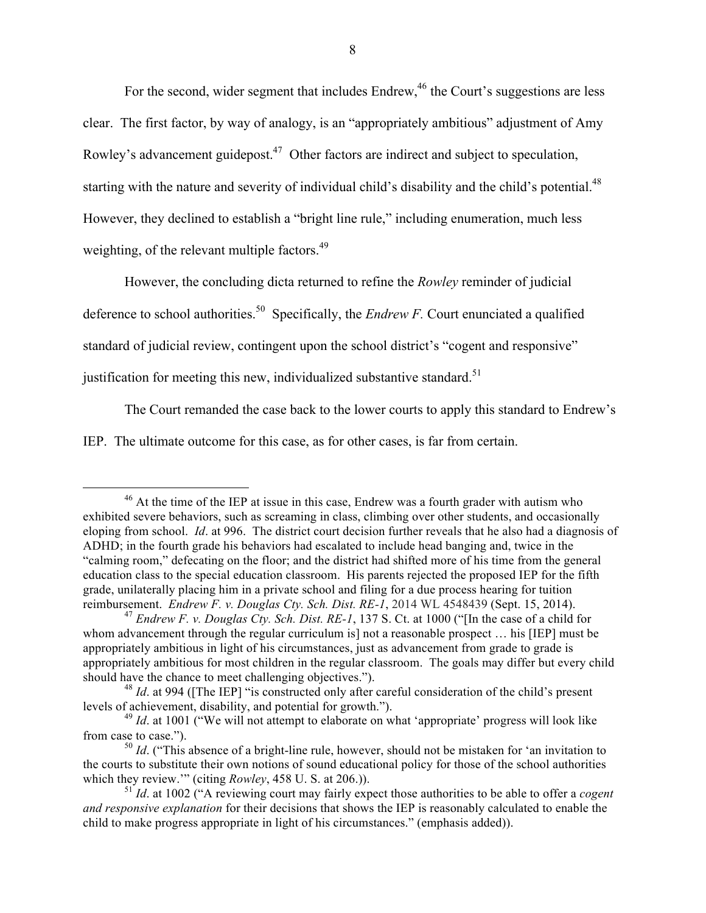For the second, wider segment that includes Endrew,[46] the Court's suggestions are less clear. The first factor, by way of analogy, is an "appropriately ambitious" adjustment of Amy Rowley's advancement guidepost.[47] Other factors are indirect and subject to speculation, starting with the nature and severity of individual child's disability and the child's potential.[48] However, they declined to establish a "bright line rule," including enumeration, much less weighting, of the relevant multiple factors.[49]

However, the concluding dicta returned to refine the *Rowley* reminder of judicial deference to school authorities.[50] Specifically, the *Endrew F.* Court enunciated a qualified standard of judicial review, contingent upon the school district's "cogent and responsive" justification for meeting this new, individualized substantive standard.[51]

The Court remanded the case back to the lower courts to apply this standard to Endrew's IEP. The ultimate outcome for this case, as for other cases, is far from certain.

---

[46] At the time of the IEP at issue in this case, Endrew was a fourth grader with autism who exhibited severe behaviors, such as screaming in class, climbing over other students, and occasionally eloping from school. *Id*. at 996. The district court decision further reveals that he also had a diagnosis of ADHD; in the fourth grade his behaviors had escalated to include head banging and, twice in the "calming room," defecating on the floor; and the district had shifted more of his time from the general education class to the special education classroom. His parents rejected the proposed IEP for the fifth grade, unilaterally placing him in a private school and filing for a due process hearing for tuition reimbursement. *Endrew F. v. Douglas Cty. Sch. Dist. RE-1*, 2014 WL 4548439 (Sept. 15, 2014).

[47] *Endrew F. v. Douglas Cty. Sch. Dist. RE-1*, 137 S. Ct. at 1000 ("[In the case of a child for whom advancement through the regular curriculum is] not a reasonable prospect … his [IEP] must be appropriately ambitious in light of his circumstances, just as advancement from grade to grade is appropriately ambitious for most children in the regular classroom. The goals may differ but every child should have the chance to meet challenging objectives.").

[48] *Id*. at 994 ([The IEP] "is constructed only after careful consideration of the child's present levels of achievement, disability, and potential for growth.").

[49] *Id*. at 1001 ("We will not attempt to elaborate on what 'appropriate' progress will look like from case to case.").

[50] *Id*. ("This absence of a bright-line rule, however, should not be mistaken for 'an invitation to the courts to substitute their own notions of sound educational policy for those of the school authorities which they review.'" (citing *Rowley*, 458 U. S. at 206.)).

[51] *Id*. at 1002 ("A reviewing court may fairly expect those authorities to be able to offer a *cogent and responsive explanation* for their decisions that shows the IEP is reasonably calculated to enable the child to make progress appropriate in light of his circumstances." (emphasis added)).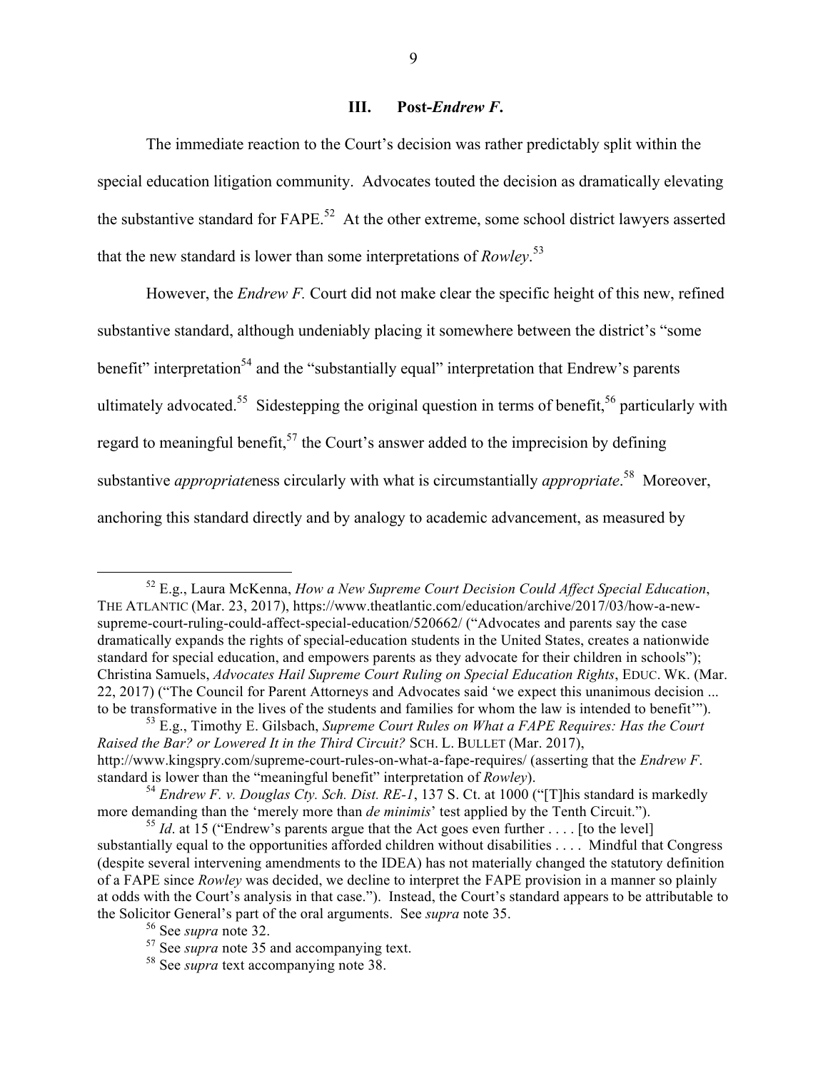### III. Post-*Endrew F.*

The immediate reaction to the Court's decision was rather predictably split within the special education litigation community. Advocates touted the decision as dramatically elevating the substantive standard for FAPE.[52] At the other extreme, some school district lawyers asserted that the new standard is lower than some interpretations of *Rowley*.[53]

However, the *Endrew F.* Court did not make clear the specific height of this new, refined substantive standard, although undeniably placing it somewhere between the district's "some benefit" interpretation[54] and the "substantially equal" interpretation that Endrew's parents ultimately advocated.[55] Sidestepping the original question in terms of benefit,[56] particularly with regard to meaningful benefit,[57] the Court's answer added to the imprecision by defining substantive *appropriate*ness circularly with what is circumstantially *appropriate*.[58] Moreover, anchoring this standard directly and by analogy to academic advancement, as measured by

---

[52] E.g., Laura McKenna, *How a New Supreme Court Decision Could Affect Special Education*, THE ATLANTIC (Mar. 23, 2017), https://www.theatlantic.com/education/archive/2017/03/how-a-new-supreme-court-ruling-could-affect-special-education/520662/ ("Advocates and parents say the case dramatically expands the rights of special-education students in the United States, creates a nationwide standard for special education, and empowers parents as they advocate for their children in schools"); Christina Samuels, *Advocates Hail Supreme Court Ruling on Special Education Rights*, EDUC. WK. (Mar. 22, 2017) ("The Council for Parent Attorneys and Advocates said 'we expect this unanimous decision ... to be transformative in the lives of the students and families for whom the law is intended to benefit'").

[53] E.g., Timothy E. Gilsbach, *Supreme Court Rules on What a FAPE Requires: Has the Court Raised the Bar? or Lowered It in the Third Circuit?* SCH. L. BULLET (Mar. 2017), http://www.kingspry.com/supreme-court-rules-on-what-a-fape-requires/ (asserting that the *Endrew F.* standard is lower than the "meaningful benefit" interpretation of *Rowley*).

[54] *Endrew F. v. Douglas Cty. Sch. Dist. RE-1*, 137 S. Ct. at 1000 ("[T]his standard is markedly more demanding than the 'merely more than *de minimis*' test applied by the Tenth Circuit.").

[55] *Id*. at 15 ("Endrew's parents argue that the Act goes even further . . . . [to the level] substantially equal to the opportunities afforded children without disabilities . . . . Mindful that Congress (despite several intervening amendments to the IDEA) has not materially changed the statutory definition of a FAPE since *Rowley* was decided, we decline to interpret the FAPE provision in a manner so plainly at odds with the Court's analysis in that case."). Instead, the Court's standard appears to be attributable to the Solicitor General's part of the oral arguments. See *supra* note 35.

[56] See *supra* note 32.

[57] See *supra* note 35 and accompanying text.

[58] See *supra* text accompanying note 38.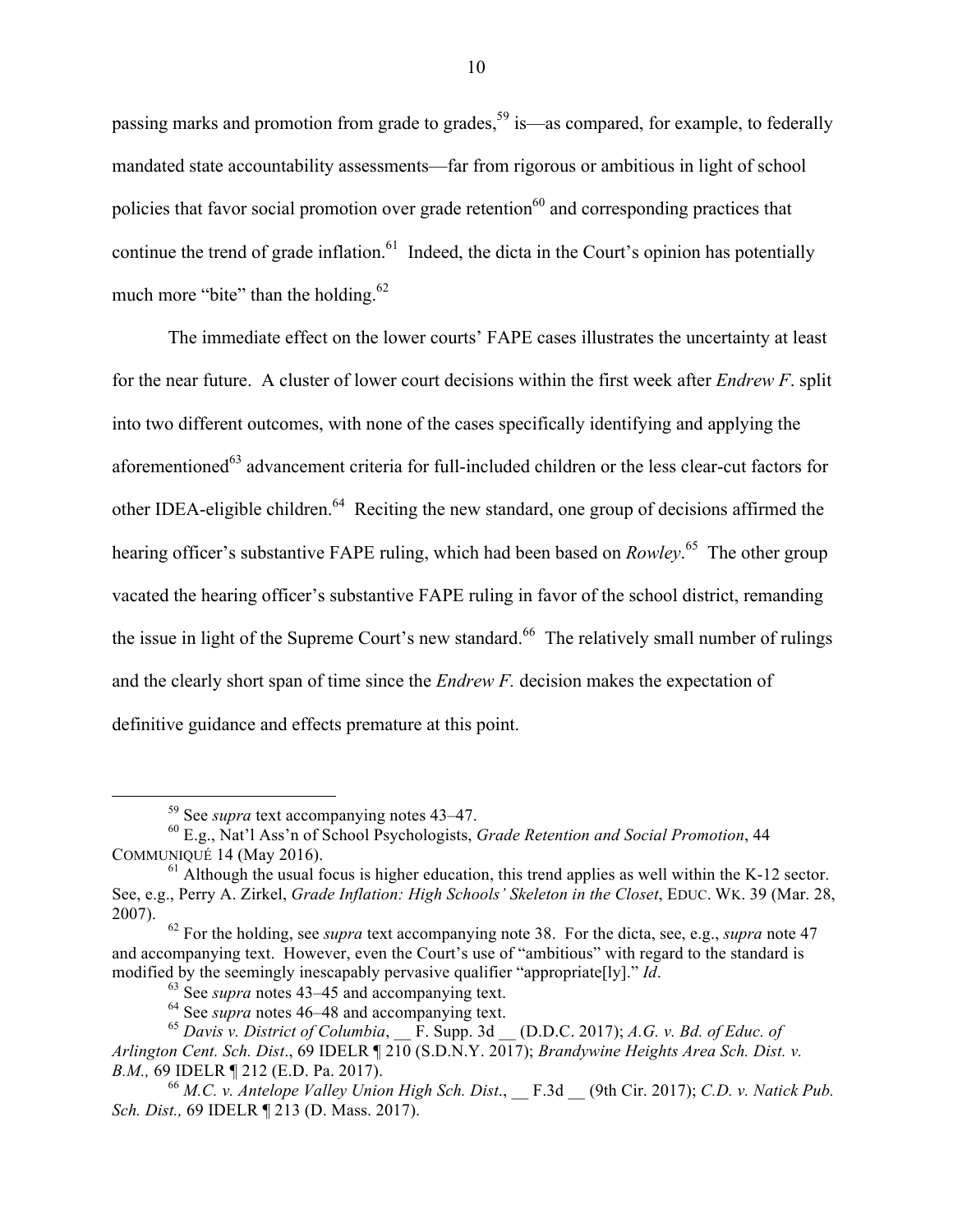passing marks and promotion from grade to grades,[59] is—as compared, for example, to federally mandated state accountability assessments—far from rigorous or ambitious in light of school policies that favor social promotion over grade retention[60] and corresponding practices that continue the trend of grade inflation.[61] Indeed, the dicta in the Court's opinion has potentially much more "bite" than the holding.[62]

The immediate effect on the lower courts' FAPE cases illustrates the uncertainty at least for the near future. A cluster of lower court decisions within the first week after *Endrew F*. split into two different outcomes, with none of the cases specifically identifying and applying the aforementioned[63] advancement criteria for full-included children or the less clear-cut factors for other IDEA-eligible children.[64] Reciting the new standard, one group of decisions affirmed the hearing officer's substantive FAPE ruling, which had been based on *Rowley*.[65] The other group vacated the hearing officer's substantive FAPE ruling in favor of the school district, remanding the issue in light of the Supreme Court's new standard.[66] The relatively small number of rulings and the clearly short span of time since the *Endrew F.* decision makes the expectation of definitive guidance and effects premature at this point.

---

[59] See *supra* text accompanying notes 43–47.

[60] E.g., Nat'l Ass'n of School Psychologists, *Grade Retention and Social Promotion*, 44 COMMUNIQUÉ 14 (May 2016).

[61] Although the usual focus is higher education, this trend applies as well within the K-12 sector. See, e.g., Perry A. Zirkel, *Grade Inflation: High Schools' Skeleton in the Closet*, EDUC. WK. 39 (Mar. 28, 2007).

[62] For the holding, see *supra* text accompanying note 38. For the dicta, see, e.g., *supra* note 47 and accompanying text. However, even the Court's use of "ambitious" with regard to the standard is modified by the seemingly inescapably pervasive qualifier "appropriate[ly]." *Id*.

[63] See *supra* notes 43–45 and accompanying text.

[64] See *supra* notes 46–48 and accompanying text.

[65] *Davis v. District of Columbia*, __ F. Supp. 3d __ (D.D.C. 2017); *A.G. v. Bd. of Educ. of Arlington Cent. Sch. Dist*., 69 IDELR ¶ 210 (S.D.N.Y. 2017); *Brandywine Heights Area Sch. Dist. v. B.M.,* 69 IDELR ¶ 212 (E.D. Pa. 2017).

[66] *M.C. v. Antelope Valley Union High Sch. Dist*., __ F.3d __ (9th Cir. 2017); *C.D. v. Natick Pub. Sch. Dist.,* 69 IDELR ¶ 213 (D. Mass. 2017).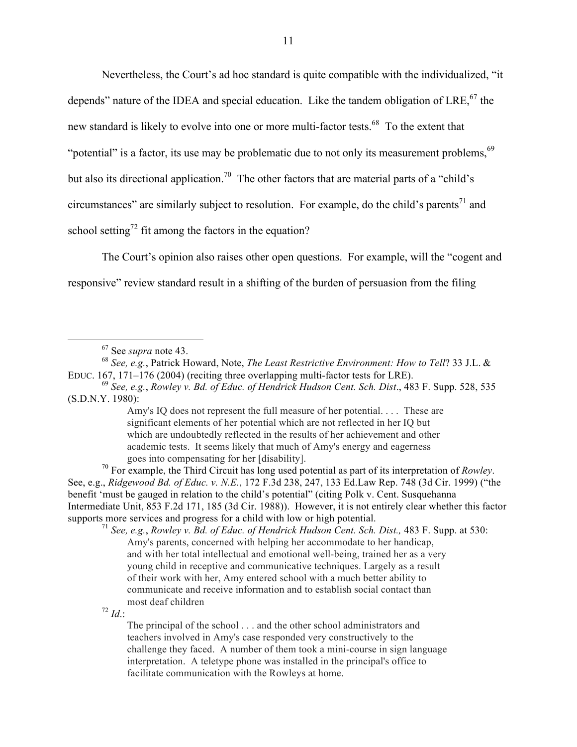Nevertheless, the Court's ad hoc standard is quite compatible with the individualized, "it depends" nature of the IDEA and special education. Like the tandem obligation of LRE,[67] the new standard is likely to evolve into one or more multi-factor tests.[68] To the extent that "potential" is a factor, its use may be problematic due to not only its measurement problems,[69] but also its directional application.[70] The other factors that are material parts of a "child's circumstances" are similarly subject to resolution. For example, do the child's parents[71] and school setting[72] fit among the factors in the equation?

The Court's opinion also raises other open questions. For example, will the "cogent and responsive" review standard result in a shifting of the burden of persuasion from the filing

---

[67] See *supra* note 43.

[68] *See, e.g.*, Patrick Howard, Note, *The Least Restrictive Environment: How to Tell*? 33 J.L. & EDUC. 167, 171–176 (2004) (reciting three overlapping multi-factor tests for LRE).

[69] *See, e.g.*, *Rowley v. Bd. of Educ. of Hendrick Hudson Cent. Sch. Dist*., 483 F. Supp. 528, 535 (S.D.N.Y. 1980):

> Amy's IQ does not represent the full measure of her potential. . . . These are significant elements of her potential which are not reflected in her IQ but which are undoubtedly reflected in the results of her achievement and other academic tests. It seems likely that much of Amy's energy and eagerness goes into compensating for her [disability].

[70] For example, the Third Circuit has long used potential as part of its interpretation of *Rowley*. See, e.g., *Ridgewood Bd. of Educ. v. N.E.*, 172 F.3d 238, 247, 133 Ed.Law Rep. 748 (3d Cir. 1999) ("the benefit 'must be gauged in relation to the child's potential" (citing Polk v. Cent. Susquehanna Intermediate Unit, 853 F.2d 171, 185 (3d Cir. 1988)). However, it is not entirely clear whether this factor supports more services and progress for a child with low or high potential.

[71] *See, e.g.*, *Rowley v. Bd. of Educ. of Hendrick Hudson Cent. Sch. Dist.,* 483 F. Supp. at 530:

> Amy's parents, concerned with helping her accommodate to her handicap, and with her total intellectual and emotional well-being, trained her as a very young child in receptive and communicative techniques. Largely as a result of their work with her, Amy entered school with a much better ability to communicate and receive information and to establish social contact than most deaf children

[72] *Id*.:

> The principal of the school . . . and the other school administrators and teachers involved in Amy's case responded very constructively to the challenge they faced. A number of them took a mini-course in sign language interpretation. A teletype phone was installed in the principal's office to facilitate communication with the Rowleys at home.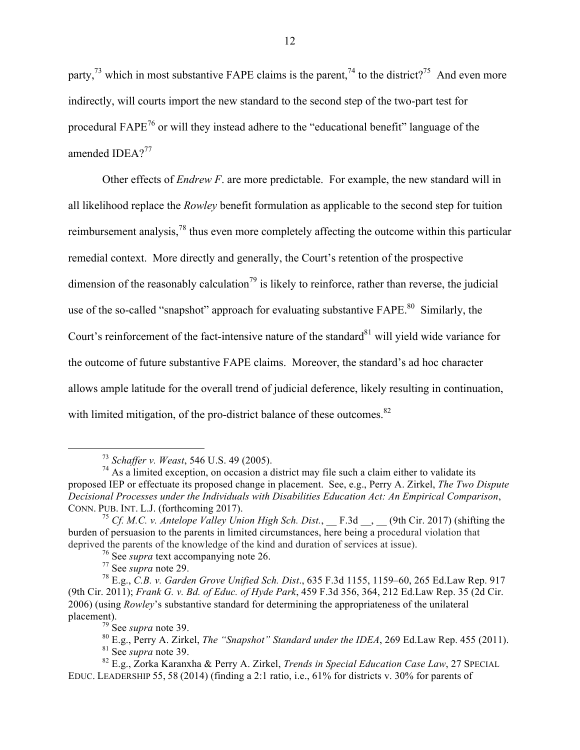party,[73] which in most substantive FAPE claims is the parent,[74] to the district?[75] And even more indirectly, will courts import the new standard to the second step of the two-part test for procedural FAPE[76] or will they instead adhere to the "educational benefit" language of the amended IDEA?[77]

Other effects of *Endrew F*. are more predictable. For example, the new standard will in all likelihood replace the *Rowley* benefit formulation as applicable to the second step for tuition reimbursement analysis,[78] thus even more completely affecting the outcome within this particular remedial context. More directly and generally, the Court's retention of the prospective dimension of the reasonably calculation[79] is likely to reinforce, rather than reverse, the judicial use of the so-called "snapshot" approach for evaluating substantive FAPE.[80] Similarly, the Court's reinforcement of the fact-intensive nature of the standard[81] will yield wide variance for the outcome of future substantive FAPE claims. Moreover, the standard's ad hoc character allows ample latitude for the overall trend of judicial deference, likely resulting in continuation, with limited mitigation, of the pro-district balance of these outcomes.[82]

---

[73] *Schaffer v. Weast*, 546 U.S. 49 (2005).

[74] As a limited exception, on occasion a district may file such a claim either to validate its proposed IEP or effectuate its proposed change in placement. See, e.g., Perry A. Zirkel, *The Two Dispute Decisional Processes under the Individuals with Disabilities Education Act: An Empirical Comparison*, CONN. PUB. INT. L.J. (forthcoming 2017).

[75] *Cf. M.C. v. Antelope Valley Union High Sch. Dist.*, __ F.3d __, __ (9th Cir. 2017) (shifting the burden of persuasion to the parents in limited circumstances, here being a procedural violation that deprived the parents of the knowledge of the kind and duration of services at issue).

[76] See *supra* text accompanying note 26.

[77] See *supra* note 29.

[78] E.g., *C.B. v. Garden Grove Unified Sch. Dist*., 635 F.3d 1155, 1159–60, 265 Ed.Law Rep. 917 (9th Cir. 2011); *Frank G. v. Bd. of Educ. of Hyde Park*, 459 F.3d 356, 364, 212 Ed.Law Rep. 35 (2d Cir. 2006) (using *Rowley*'s substantive standard for determining the appropriateness of the unilateral placement).

[79] See *supra* note 39.

[80] E.g., Perry A. Zirkel, *The "Snapshot" Standard under the IDEA*, 269 Ed.Law Rep. 455 (2011).

[81] See *supra* note 39.

[82] E.g., Zorka Karanxha & Perry A. Zirkel, *Trends in Special Education Case Law*, 27 SPECIAL EDUC. LEADERSHIP 55, 58 (2014) (finding a 2:1 ratio, i.e., 61% for districts v. 30% for parents of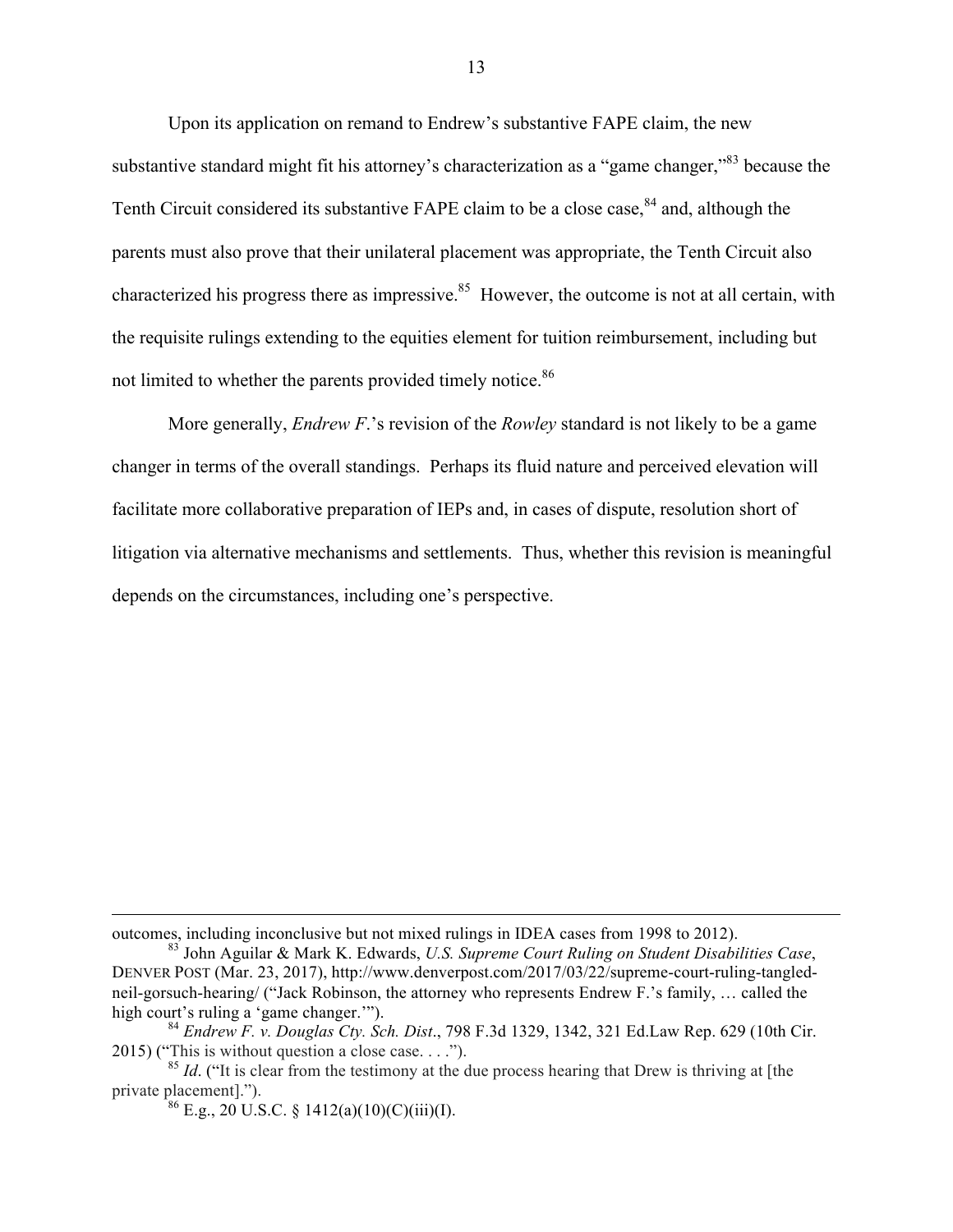Upon its application on remand to Endrew's substantive FAPE claim, the new substantive standard might fit his attorney's characterization as a "game changer,"[83] because the Tenth Circuit considered its substantive FAPE claim to be a close case,[84] and, although the parents must also prove that their unilateral placement was appropriate, the Tenth Circuit also characterized his progress there as impressive.[85] However, the outcome is not at all certain, with the requisite rulings extending to the equities element for tuition reimbursement, including but not limited to whether the parents provided timely notice.[86]

More generally, *Endrew F*.'s revision of the *Rowley* standard is not likely to be a game changer in terms of the overall standings. Perhaps its fluid nature and perceived elevation will facilitate more collaborative preparation of IEPs and, in cases of dispute, resolution short of litigation via alternative mechanisms and settlements. Thus, whether this revision is meaningful depends on the circumstances, including one's perspective.

---

outcomes, including inconclusive but not mixed rulings in IDEA cases from 1998 to 2012).

[83] John Aguilar & Mark K. Edwards, *U.S. Supreme Court Ruling on Student Disabilities Case*, DENVER POST (Mar. 23, 2017), http://www.denverpost.com/2017/03/22/supreme-court-ruling-tangled-neil-gorsuch-hearing/ ("Jack Robinson, the attorney who represents Endrew F.'s family, … called the high court's ruling a 'game changer.'").

[84] *Endrew F. v. Douglas Cty. Sch. Dist*., 798 F.3d 1329, 1342, 321 Ed.Law Rep. 629 (10th Cir. 2015) ("This is without question a close case. . . .").

[85] *Id*. ("It is clear from the testimony at the due process hearing that Drew is thriving at [the private placement].").

[86] E.g., 20 U.S.C. § 1412(a)(10)(C)(iii)(I).